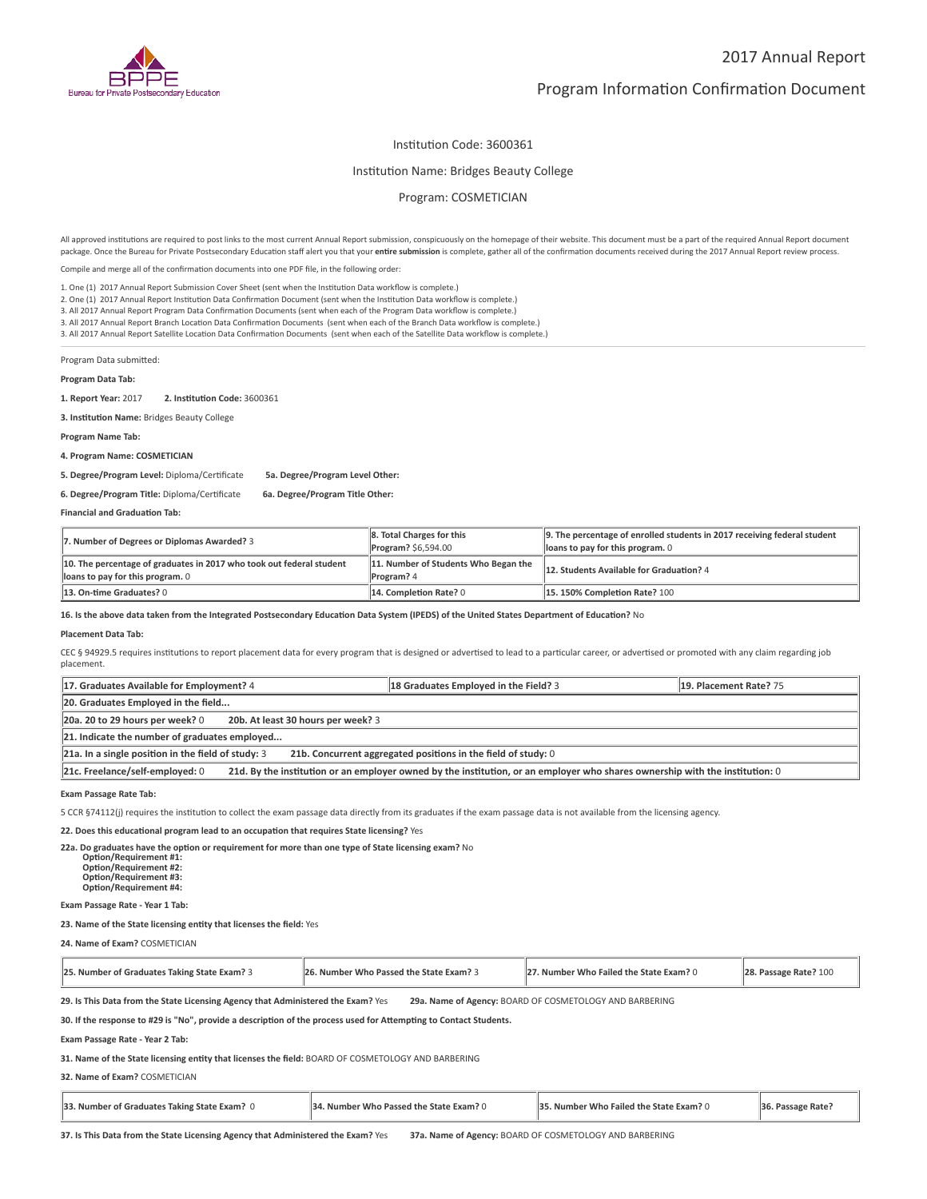# 2017 Annual Report

## Program Information Confirmation Document

Institution Code: 3600361

Institution Name: Bridges Beauty College

Program: COSMETICIAN

All approved institutions are required to post links to the most current Annual Report submission, conspicuously on the homepage of their website. This document must be a part of the required Annual Report document package. Once the Bureau for Private Postsecondary Education staff alert you that your **entire submission** is complete, gather all of the confirmation documents received during the 2017 Annual Report review process.

Compile and merge all of the confirmation documents into one PDF file, in the following order:

1. One (1) 2017 Annual Report Submission Cover Sheet (sent when the Institution Data workflow is complete.)
2. One (1) 2017 Annual Report Institution Data Confirmation Document (sent when the Institution Data workflow is complete.)
3. All 2017 Annual Report Program Data Confirmation Documents (sent when each of the Program Data workflow is complete.)
3. All 2017 Annual Report Branch Location Data Confirmation Documents (sent when each of the Branch Data workflow is complete.)
3. All 2017 Annual Report Satellite Location Data Confirmation Documents (sent when each of the Satellite Data workflow is complete.)

Program Data submitted:

**Program Data Tab:**

**1. Report Year:** 2017 **2. Institution Code:** 3600361

**3. Institution Name:** Bridges Beauty College

**Program Name Tab:**

**4. Program Name: COSMETICIAN**

**5. Degree/Program Level:** Diploma/Certificate **5a. Degree/Program Level Other:**

**6. Degree/Program Title:** Diploma/Certificate **6a. Degree/Program Title Other:**

**Financial and Graduation Tab:**

| | | |
|---|---|---|
| **7. Number of Degrees or Diplomas Awarded?** 3 | **8. Total Charges for this Program?** $6,594.00 | **9. The percentage of enrolled students in 2017 receiving federal student loans to pay for this program.** 0 |
| **10. The percentage of graduates in 2017 who took out federal student loans to pay for this program.** 0 | **11. Number of Students Who Began the Program?** 4 | **12. Students Available for Graduation?** 4 |
| **13. On-time Graduates?** 0 | **14. Completion Rate?** 0 | **15. 150% Completion Rate?** 100 |

**16. Is the above data taken from the Integrated Postsecondary Education Data System (IPEDS) of the United States Department of Education?** No

**Placement Data Tab:**

CEC § 94929.5 requires institutions to report placement data for every program that is designed or advertised to lead to a particular career, or advertised or promoted with any claim regarding job placement.

| | | |
|---|---|---|
| **17. Graduates Available for Employment?** 4 | **18 Graduates Employed in the Field?** 3 | **19. Placement Rate?** 75 |
| **20. Graduates Employed in the field...** | | |
| **20a. 20 to 29 hours per week?** 0 | **20b. At least 30 hours per week?** 3 | |
| **21. Indicate the number of graduates employed...** | | |
| **21a. In a single position in the field of study:** 3 | **21b. Concurrent aggregated positions in the field of study:** 0 | |
| **21c. Freelance/self-employed:** 0 | **21d. By the institution or an employer owned by the institution, or an employer who shares ownership with the institution:** 0 | |

**Exam Passage Rate Tab:**

5 CCR §74112(j) requires the institution to collect the exam passage data directly from its graduates if the exam passage data is not available from the licensing agency.

**22. Does this educational program lead to an occupation that requires State licensing?** Yes

**22a. Do graduates have the option or requirement for more than one type of State licensing exam?** No
**Option/Requirement #1:**
**Option/Requirement #2:**
**Option/Requirement #3:**
**Option/Requirement #4:**

**Exam Passage Rate - Year 1 Tab:**

**23. Name of the State licensing entity that licenses the field:** Yes

**24. Name of Exam?** COSMETICIAN

| | | | |
|---|---|---|---|
| **25. Number of Graduates Taking State Exam?** 3 | **26. Number Who Passed the State Exam?** 3 | **27. Number Who Failed the State Exam?** 0 | **28. Passage Rate?** 100 |

**29. Is This Data from the State Licensing Agency that Administered the Exam?** Yes **29a. Name of Agency:** BOARD OF COSMETOLOGY AND BARBERING

**30. If the response to #29 is "No", provide a description of the process used for Attempting to Contact Students.**

**Exam Passage Rate - Year 2 Tab:**

**31. Name of the State licensing entity that licenses the field:** BOARD OF COSMETOLOGY AND BARBERING

**32. Name of Exam?** COSMETICIAN

| | | | |
|---|---|---|---|
| **33. Number of Graduates Taking State Exam?** 0 | **34. Number Who Passed the State Exam?** 0 | **35. Number Who Failed the State Exam?** 0 | **36. Passage Rate?** |

**37. Is This Data from the State Licensing Agency that Administered the Exam?** Yes **37a. Name of Agency:** BOARD OF COSMETOLOGY AND BARBERING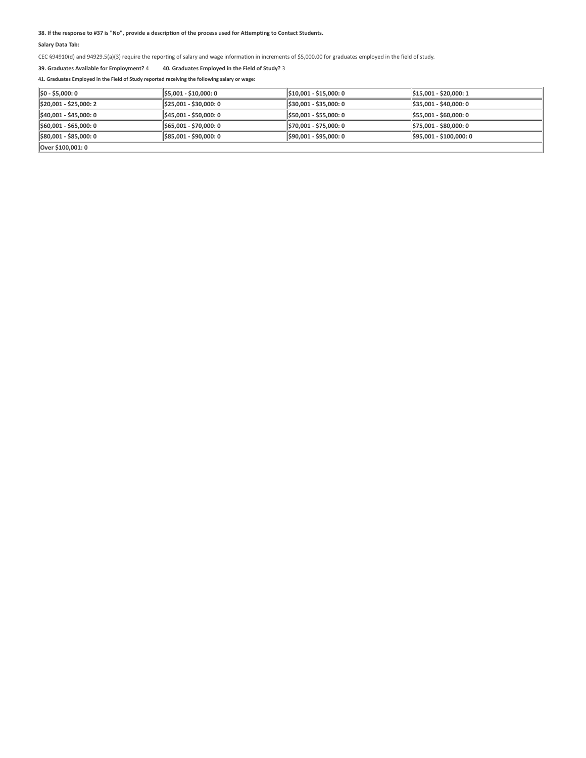**38. If the response to #37 is "No", provide a description of the process used for Attempting to Contact Students.**

**Salary Data Tab:**

CEC §94910(d) and 94929.5(a)(3) require the reporting of salary and wage information in increments of $5,000.00 for graduates employed in the field of study.

**39. Graduates Available for Employment?** 4 **40. Graduates Employed in the Field of Study?** 3

**41. Graduates Employed in the Field of Study reported receiving the following salary or wage:**

| | | | |
|---|---|---|---|
| **$0 - $5,000: 0** | **$5,001 - $10,000: 0** | **$10,001 - $15,000: 0** | **$15,001 - $20,000: 1** |
| **$20,001 - $25,000: 2** | **$25,001 - $30,000: 0** | **$30,001 - $35,000: 0** | **$35,001 - $40,000: 0** |
| **$40,001 - $45,000: 0** | **$45,001 - $50,000: 0** | **$50,001 - $55,000: 0** | **$55,001 - $60,000: 0** |
| **$60,001 - $65,000: 0** | **$65,001 - $70,000: 0** | **$70,001 - $75,000: 0** | **$75,001 - $80,000: 0** |
| **$80,001 - $85,000: 0** | **$85,001 - $90,000: 0** | **$90,001 - $95,000: 0** | **$95,001 - $100,000: 0** |
| **Over $100,001: 0** | | | |